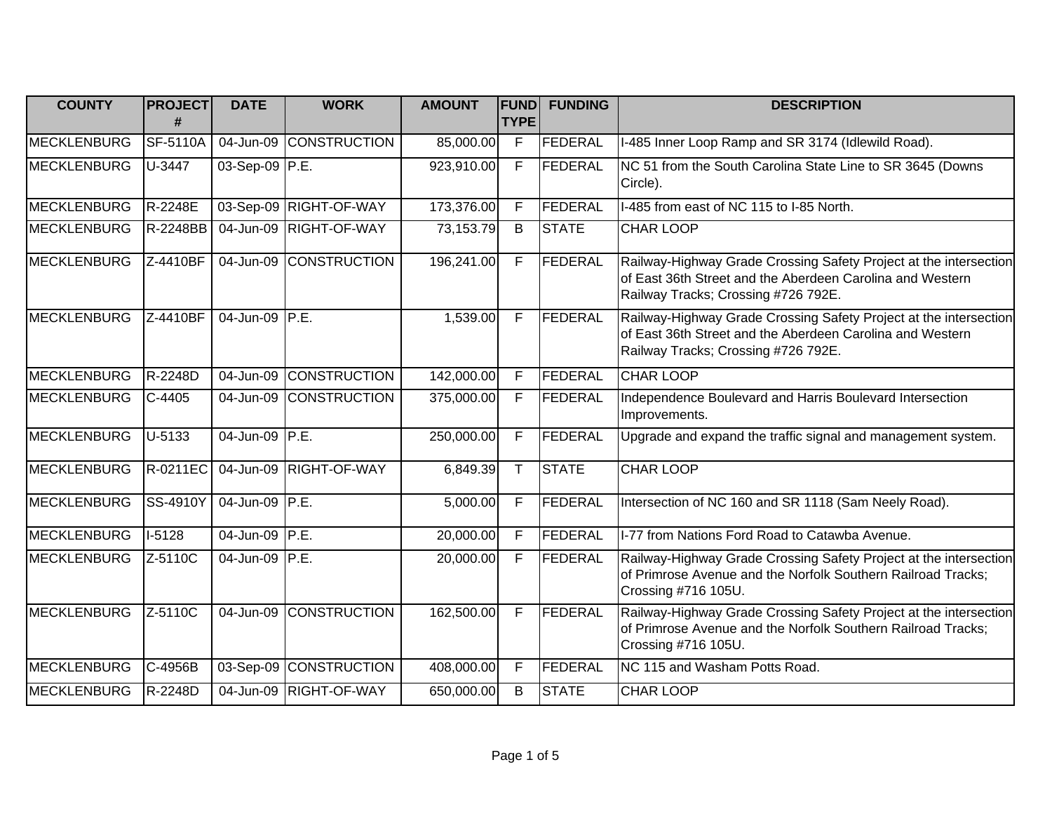| COUNTY | PROJECT # | DATE | WORK | AMOUNT | FUND TYPE | FUNDING | DESCRIPTION |
|---|---|---|---|---|---|---|---|
| MECKLENBURG | SF-5110A | 04-Jun-09 | CONSTRUCTION | 85,000.00 | F | FEDERAL | I-485 Inner Loop Ramp and SR 3174 (Idlewild Road). |
| MECKLENBURG | U-3447 | 03-Sep-09 | P.E. | 923,910.00 | F | FEDERAL | NC 51 from the South Carolina State Line to SR 3645 (Downs Circle). |
| MECKLENBURG | R-2248E | 03-Sep-09 | RIGHT-OF-WAY | 173,376.00 | F | FEDERAL | I-485 from east of NC 115 to I-85 North. |
| MECKLENBURG | R-2248BB | 04-Jun-09 | RIGHT-OF-WAY | 73,153.79 | B | STATE | CHAR LOOP |
| MECKLENBURG | Z-4410BF | 04-Jun-09 | CONSTRUCTION | 196,241.00 | F | FEDERAL | Railway-Highway Grade Crossing Safety Project at the intersection of East 36th Street and the Aberdeen Carolina and Western Railway Tracks; Crossing #726 792E. |
| MECKLENBURG | Z-4410BF | 04-Jun-09 | P.E. | 1,539.00 | F | FEDERAL | Railway-Highway Grade Crossing Safety Project at the intersection of East 36th Street and the Aberdeen Carolina and Western Railway Tracks; Crossing #726 792E. |
| MECKLENBURG | R-2248D | 04-Jun-09 | CONSTRUCTION | 142,000.00 | F | FEDERAL | CHAR LOOP |
| MECKLENBURG | C-4405 | 04-Jun-09 | CONSTRUCTION | 375,000.00 | F | FEDERAL | Independence Boulevard and Harris Boulevard Intersection Improvements. |
| MECKLENBURG | U-5133 | 04-Jun-09 | P.E. | 250,000.00 | F | FEDERAL | Upgrade and expand the traffic signal and management system. |
| MECKLENBURG | R-0211EC | 04-Jun-09 | RIGHT-OF-WAY | 6,849.39 | T | STATE | CHAR LOOP |
| MECKLENBURG | SS-4910Y | 04-Jun-09 | P.E. | 5,000.00 | F | FEDERAL | Intersection of NC 160 and SR 1118 (Sam Neely Road). |
| MECKLENBURG | I-5128 | 04-Jun-09 | P.E. | 20,000.00 | F | FEDERAL | I-77 from Nations Ford Road to Catawba Avenue. |
| MECKLENBURG | Z-5110C | 04-Jun-09 | P.E. | 20,000.00 | F | FEDERAL | Railway-Highway Grade Crossing Safety Project at the intersection of Primrose Avenue and the Norfolk Southern Railroad Tracks; Crossing #716 105U. |
| MECKLENBURG | Z-5110C | 04-Jun-09 | CONSTRUCTION | 162,500.00 | F | FEDERAL | Railway-Highway Grade Crossing Safety Project at the intersection of Primrose Avenue and the Norfolk Southern Railroad Tracks; Crossing #716 105U. |
| MECKLENBURG | C-4956B | 03-Sep-09 | CONSTRUCTION | 408,000.00 | F | FEDERAL | NC 115 and Washam Potts Road. |
| MECKLENBURG | R-2248D | 04-Jun-09 | RIGHT-OF-WAY | 650,000.00 | B | STATE | CHAR LOOP |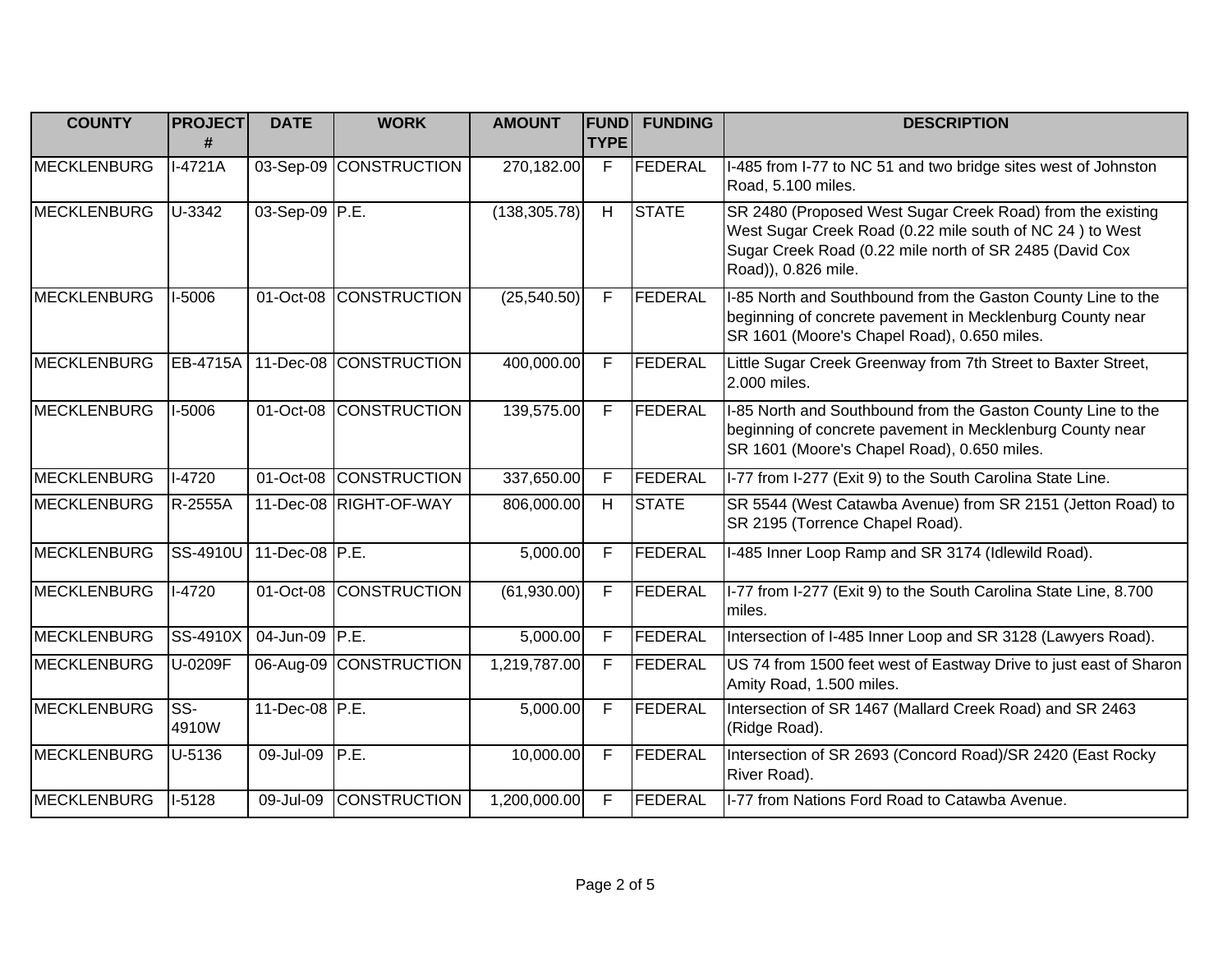| COUNTY | PROJECT # | DATE | WORK | AMOUNT | FUND TYPE | FUNDING | DESCRIPTION |
|---|---|---|---|---|---|---|---|
| MECKLENBURG | I-4721A | 03-Sep-09 | CONSTRUCTION | 270,182.00 | F | FEDERAL | I-485 from I-77 to NC 51 and two bridge sites west of Johnston Road, 5.100 miles. |
| MECKLENBURG | U-3342 | 03-Sep-09 | P.E. | (138,305.78) | H | STATE | SR 2480 (Proposed West Sugar Creek Road) from the existing West Sugar Creek Road (0.22 mile south of NC 24 ) to West Sugar Creek Road (0.22 mile north of SR 2485 (David Cox Road)), 0.826 mile. |
| MECKLENBURG | I-5006 | 01-Oct-08 | CONSTRUCTION | (25,540.50) | F | FEDERAL | I-85 North and Southbound from the Gaston County Line to the beginning of concrete pavement in Mecklenburg County near SR 1601 (Moore's Chapel Road), 0.650 miles. |
| MECKLENBURG | EB-4715A | 11-Dec-08 | CONSTRUCTION | 400,000.00 | F | FEDERAL | Little Sugar Creek Greenway from 7th Street to Baxter Street, 2.000 miles. |
| MECKLENBURG | I-5006 | 01-Oct-08 | CONSTRUCTION | 139,575.00 | F | FEDERAL | I-85 North and Southbound from the Gaston County Line to the beginning of concrete pavement in Mecklenburg County near SR 1601 (Moore's Chapel Road), 0.650 miles. |
| MECKLENBURG | I-4720 | 01-Oct-08 | CONSTRUCTION | 337,650.00 | F | FEDERAL | I-77 from I-277 (Exit 9) to the South Carolina State Line. |
| MECKLENBURG | R-2555A | 11-Dec-08 | RIGHT-OF-WAY | 806,000.00 | H | STATE | SR 5544 (West Catawba Avenue) from SR 2151 (Jetton Road) to SR 2195 (Torrence Chapel Road). |
| MECKLENBURG | SS-4910U | 11-Dec-08 | P.E. | 5,000.00 | F | FEDERAL | I-485 Inner Loop Ramp and SR 3174 (Idlewild Road). |
| MECKLENBURG | I-4720 | 01-Oct-08 | CONSTRUCTION | (61,930.00) | F | FEDERAL | I-77 from I-277 (Exit 9) to the South Carolina State Line, 8.700 miles. |
| MECKLENBURG | SS-4910X | 04-Jun-09 | P.E. | 5,000.00 | F | FEDERAL | Intersection of I-485 Inner Loop and SR 3128 (Lawyers Road). |
| MECKLENBURG | U-0209F | 06-Aug-09 | CONSTRUCTION | 1,219,787.00 | F | FEDERAL | US 74 from 1500 feet west of Eastway Drive to just east of Sharon Amity Road, 1.500 miles. |
| MECKLENBURG | SS-4910W | 11-Dec-08 | P.E. | 5,000.00 | F | FEDERAL | Intersection of SR 1467 (Mallard Creek Road) and SR 2463 (Ridge Road). |
| MECKLENBURG | U-5136 | 09-Jul-09 | P.E. | 10,000.00 | F | FEDERAL | Intersection of SR 2693 (Concord Road)/SR 2420 (East Rocky River Road). |
| MECKLENBURG | I-5128 | 09-Jul-09 | CONSTRUCTION | 1,200,000.00 | F | FEDERAL | I-77 from Nations Ford Road to Catawba Avenue. |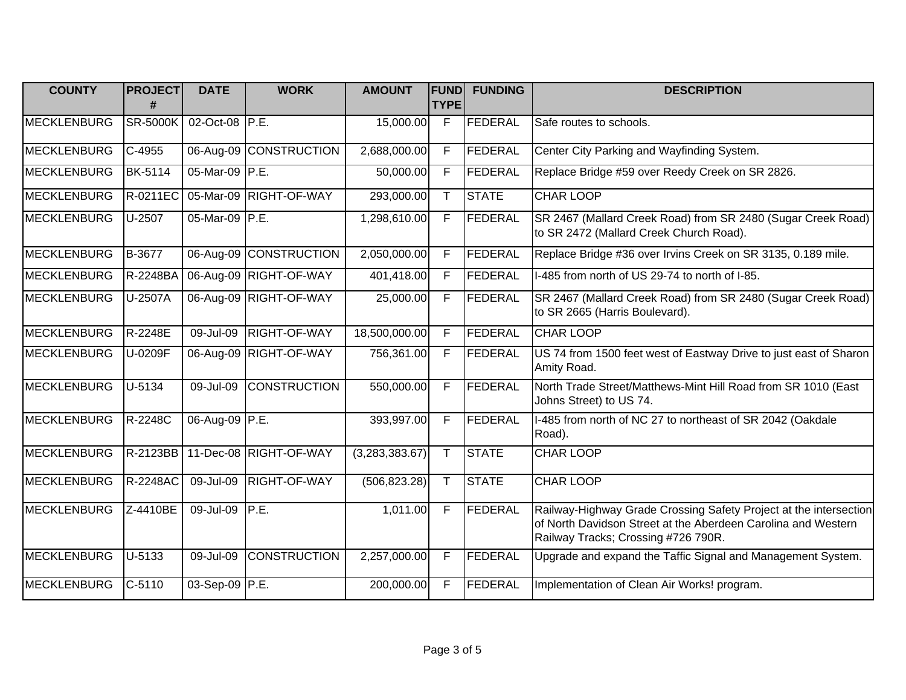| COUNTY | PROJECT # | DATE | WORK | AMOUNT | FUND TYPE | FUNDING | DESCRIPTION |
|---|---|---|---|---|---|---|---|
| MECKLENBURG | SR-5000K | 02-Oct-08 | P.E. | 15,000.00 | F | FEDERAL | Safe routes to schools. |
| MECKLENBURG | C-4955 | 06-Aug-09 | CONSTRUCTION | 2,688,000.00 | F | FEDERAL | Center City Parking and Wayfinding System. |
| MECKLENBURG | BK-5114 | 05-Mar-09 | P.E. | 50,000.00 | F | FEDERAL | Replace Bridge #59 over Reedy Creek on SR 2826. |
| MECKLENBURG | R-0211EC | 05-Mar-09 | RIGHT-OF-WAY | 293,000.00 | T | STATE | CHAR LOOP |
| MECKLENBURG | U-2507 | 05-Mar-09 | P.E. | 1,298,610.00 | F | FEDERAL | SR 2467 (Mallard Creek Road) from SR 2480 (Sugar Creek Road) to SR 2472 (Mallard Creek Church Road). |
| MECKLENBURG | B-3677 | 06-Aug-09 | CONSTRUCTION | 2,050,000.00 | F | FEDERAL | Replace Bridge #36 over Irvins Creek on SR 3135, 0.189 mile. |
| MECKLENBURG | R-2248BA | 06-Aug-09 | RIGHT-OF-WAY | 401,418.00 | F | FEDERAL | I-485 from north of US 29-74 to north of I-85. |
| MECKLENBURG | U-2507A | 06-Aug-09 | RIGHT-OF-WAY | 25,000.00 | F | FEDERAL | SR 2467 (Mallard Creek Road) from SR 2480 (Sugar Creek Road) to SR 2665 (Harris Boulevard). |
| MECKLENBURG | R-2248E | 09-Jul-09 | RIGHT-OF-WAY | 18,500,000.00 | F | FEDERAL | CHAR LOOP |
| MECKLENBURG | U-0209F | 06-Aug-09 | RIGHT-OF-WAY | 756,361.00 | F | FEDERAL | US 74 from 1500 feet west of Eastway Drive to just east of Sharon Amity Road. |
| MECKLENBURG | U-5134 | 09-Jul-09 | CONSTRUCTION | 550,000.00 | F | FEDERAL | North Trade Street/Matthews-Mint Hill Road from SR 1010 (East Johns Street) to US 74. |
| MECKLENBURG | R-2248C | 06-Aug-09 | P.E. | 393,997.00 | F | FEDERAL | I-485 from north of NC 27 to northeast of SR 2042 (Oakdale Road). |
| MECKLENBURG | R-2123BB | 11-Dec-08 | RIGHT-OF-WAY | (3,283,383.67) | T | STATE | CHAR LOOP |
| MECKLENBURG | R-2248AC | 09-Jul-09 | RIGHT-OF-WAY | (506,823.28) | T | STATE | CHAR LOOP |
| MECKLENBURG | Z-4410BE | 09-Jul-09 | P.E. | 1,011.00 | F | FEDERAL | Railway-Highway Grade Crossing Safety Project at the intersection of North Davidson Street at the Aberdeen Carolina and Western Railway Tracks; Crossing #726 790R. |
| MECKLENBURG | U-5133 | 09-Jul-09 | CONSTRUCTION | 2,257,000.00 | F | FEDERAL | Upgrade and expand the Taffic Signal and Management System. |
| MECKLENBURG | C-5110 | 03-Sep-09 | P.E. | 200,000.00 | F | FEDERAL | Implementation of Clean Air Works! program. |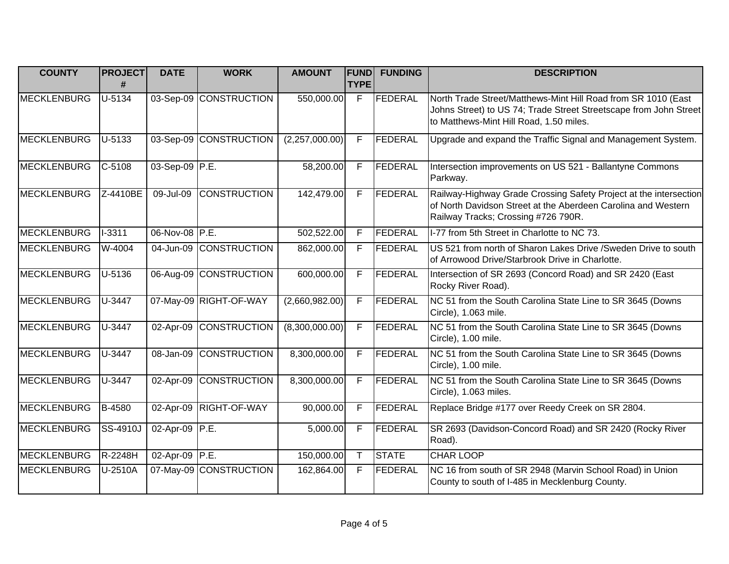| COUNTY | PROJECT # | DATE | WORK | AMOUNT | FUND TYPE | FUNDING | DESCRIPTION |
|---|---|---|---|---|---|---|---|
| MECKLENBURG | U-5134 | 03-Sep-09 | CONSTRUCTION | 550,000.00 | F | FEDERAL | North Trade Street/Matthews-Mint Hill Road from SR 1010 (East Johns Street) to US 74; Trade Street Streetscape from John Street to Matthews-Mint Hill Road, 1.50 miles. |
| MECKLENBURG | U-5133 | 03-Sep-09 | CONSTRUCTION | (2,257,000.00) | F | FEDERAL | Upgrade and expand the Traffic Signal and Management System. |
| MECKLENBURG | C-5108 | 03-Sep-09 | P.E. | 58,200.00 | F | FEDERAL | Intersection improvements on US 521 - Ballantyne Commons Parkway. |
| MECKLENBURG | Z-4410BE | 09-Jul-09 | CONSTRUCTION | 142,479.00 | F | FEDERAL | Railway-Highway Grade Crossing Safety Project at the intersection of North Davidson Street at the Aberdeen Carolina and Western Railway Tracks; Crossing #726 790R. |
| MECKLENBURG | I-3311 | 06-Nov-08 | P.E. | 502,522.00 | F | FEDERAL | I-77 from 5th Street in Charlotte to NC 73. |
| MECKLENBURG | W-4004 | 04-Jun-09 | CONSTRUCTION | 862,000.00 | F | FEDERAL | US 521 from north of Sharon Lakes Drive /Sweden Drive to south of Arrowood Drive/Starbrook Drive in Charlotte. |
| MECKLENBURG | U-5136 | 06-Aug-09 | CONSTRUCTION | 600,000.00 | F | FEDERAL | Intersection of SR 2693 (Concord Road) and SR 2420 (East Rocky River Road). |
| MECKLENBURG | U-3447 | 07-May-09 | RIGHT-OF-WAY | (2,660,982.00) | F | FEDERAL | NC 51 from the South Carolina State Line to SR 3645 (Downs Circle), 1.063 mile. |
| MECKLENBURG | U-3447 | 02-Apr-09 | CONSTRUCTION | (8,300,000.00) | F | FEDERAL | NC 51 from the South Carolina State Line to SR 3645 (Downs Circle), 1.00 mile. |
| MECKLENBURG | U-3447 | 08-Jan-09 | CONSTRUCTION | 8,300,000.00 | F | FEDERAL | NC 51 from the South Carolina State Line to SR 3645 (Downs Circle), 1.00 mile. |
| MECKLENBURG | U-3447 | 02-Apr-09 | CONSTRUCTION | 8,300,000.00 | F | FEDERAL | NC 51 from the South Carolina State Line to SR 3645 (Downs Circle), 1.063 miles. |
| MECKLENBURG | B-4580 | 02-Apr-09 | RIGHT-OF-WAY | 90,000.00 | F | FEDERAL | Replace Bridge #177 over Reedy Creek on SR 2804. |
| MECKLENBURG | SS-4910J | 02-Apr-09 | P.E. | 5,000.00 | F | FEDERAL | SR 2693 (Davidson-Concord Road) and SR 2420 (Rocky River Road). |
| MECKLENBURG | R-2248H | 02-Apr-09 | P.E. | 150,000.00 | T | STATE | CHAR LOOP |
| MECKLENBURG | U-2510A | 07-May-09 | CONSTRUCTION | 162,864.00 | F | FEDERAL | NC 16 from south of SR 2948 (Marvin School Road) in Union County to south of I-485 in Mecklenburg County. |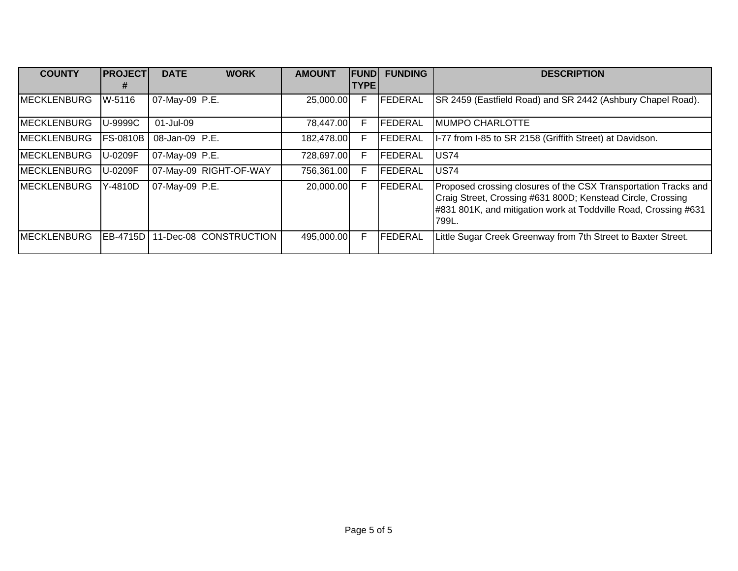| COUNTY | PROJECT # | DATE | WORK | AMOUNT | FUND TYPE | FUNDING | DESCRIPTION |
|---|---|---|---|---|---|---|---|
| MECKLENBURG | W-5116 | 07-May-09 | P.E. | 25,000.00 | F | FEDERAL | SR 2459 (Eastfield Road) and SR 2442 (Ashbury Chapel Road). |
| MECKLENBURG | U-9999C | 01-Jul-09 | | 78,447.00 | F | FEDERAL | MUMPO CHARLOTTE |
| MECKLENBURG | FS-0810B | 08-Jan-09 | P.E. | 182,478.00 | F | FEDERAL | I-77 from I-85 to SR 2158 (Griffith Street) at Davidson. |
| MECKLENBURG | U-0209F | 07-May-09 | P.E. | 728,697.00 | F | FEDERAL | US74 |
| MECKLENBURG | U-0209F | 07-May-09 | RIGHT-OF-WAY | 756,361.00 | F | FEDERAL | US74 |
| MECKLENBURG | Y-4810D | 07-May-09 | P.E. | 20,000.00 | F | FEDERAL | Proposed crossing closures of the CSX Transportation Tracks and Craig Street, Crossing #631 800D; Kenstead Circle, Crossing #831 801K, and mitigation work at Toddville Road, Crossing #631 799L. |
| MECKLENBURG | EB-4715D | 11-Dec-08 | CONSTRUCTION | 495,000.00 | F | FEDERAL | Little Sugar Creek Greenway from 7th Street to Baxter Street. |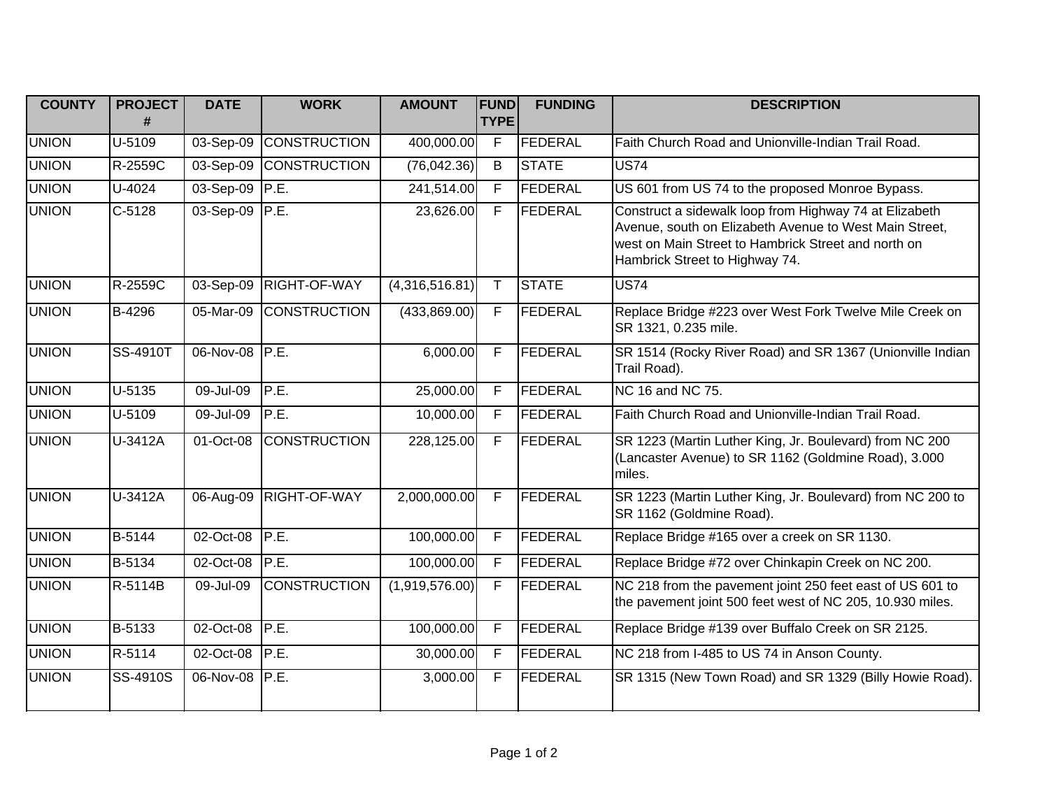| COUNTY | PROJECT # | DATE | WORK | AMOUNT | FUND TYPE | FUNDING | DESCRIPTION |
|---|---|---|---|---|---|---|---|
| UNION | U-5109 | 03-Sep-09 | CONSTRUCTION | 400,000.00 | F | FEDERAL | Faith Church Road and Unionville-Indian Trail Road. |
| UNION | R-2559C | 03-Sep-09 | CONSTRUCTION | (76,042.36) | B | STATE | US74 |
| UNION | U-4024 | 03-Sep-09 | P.E. | 241,514.00 | F | FEDERAL | US 601 from US 74 to the proposed Monroe Bypass. |
| UNION | C-5128 | 03-Sep-09 | P.E. | 23,626.00 | F | FEDERAL | Construct a sidewalk loop from Highway 74 at Elizabeth Avenue, south on Elizabeth Avenue to West Main Street, west on Main Street to Hambrick Street and north on Hambrick Street to Highway 74. |
| UNION | R-2559C | 03-Sep-09 | RIGHT-OF-WAY | (4,316,516.81) | T | STATE | US74 |
| UNION | B-4296 | 05-Mar-09 | CONSTRUCTION | (433,869.00) | F | FEDERAL | Replace Bridge #223 over West Fork Twelve Mile Creek on SR 1321, 0.235 mile. |
| UNION | SS-4910T | 06-Nov-08 | P.E. | 6,000.00 | F | FEDERAL | SR 1514 (Rocky River Road) and SR 1367 (Unionville Indian Trail Road). |
| UNION | U-5135 | 09-Jul-09 | P.E. | 25,000.00 | F | FEDERAL | NC 16 and NC 75. |
| UNION | U-5109 | 09-Jul-09 | P.E. | 10,000.00 | F | FEDERAL | Faith Church Road and Unionville-Indian Trail Road. |
| UNION | U-3412A | 01-Oct-08 | CONSTRUCTION | 228,125.00 | F | FEDERAL | SR 1223 (Martin Luther King, Jr. Boulevard) from NC 200 (Lancaster Avenue) to SR 1162 (Goldmine Road), 3.000 miles. |
| UNION | U-3412A | 06-Aug-09 | RIGHT-OF-WAY | 2,000,000.00 | F | FEDERAL | SR 1223 (Martin Luther King, Jr. Boulevard) from NC 200 to SR 1162 (Goldmine Road). |
| UNION | B-5144 | 02-Oct-08 | P.E. | 100,000.00 | F | FEDERAL | Replace Bridge #165 over a creek on SR 1130. |
| UNION | B-5134 | 02-Oct-08 | P.E. | 100,000.00 | F | FEDERAL | Replace Bridge #72 over Chinkapin Creek on NC 200. |
| UNION | R-5114B | 09-Jul-09 | CONSTRUCTION | (1,919,576.00) | F | FEDERAL | NC 218 from the pavement joint 250 feet east of US 601 to the pavement joint 500 feet west of NC 205, 10.930 miles. |
| UNION | B-5133 | 02-Oct-08 | P.E. | 100,000.00 | F | FEDERAL | Replace Bridge #139 over Buffalo Creek on SR 2125. |
| UNION | R-5114 | 02-Oct-08 | P.E. | 30,000.00 | F | FEDERAL | NC 218 from I-485 to US 74 in Anson County. |
| UNION | SS-4910S | 06-Nov-08 | P.E. | 3,000.00 | F | FEDERAL | SR 1315 (New Town Road) and SR 1329 (Billy Howie Road). |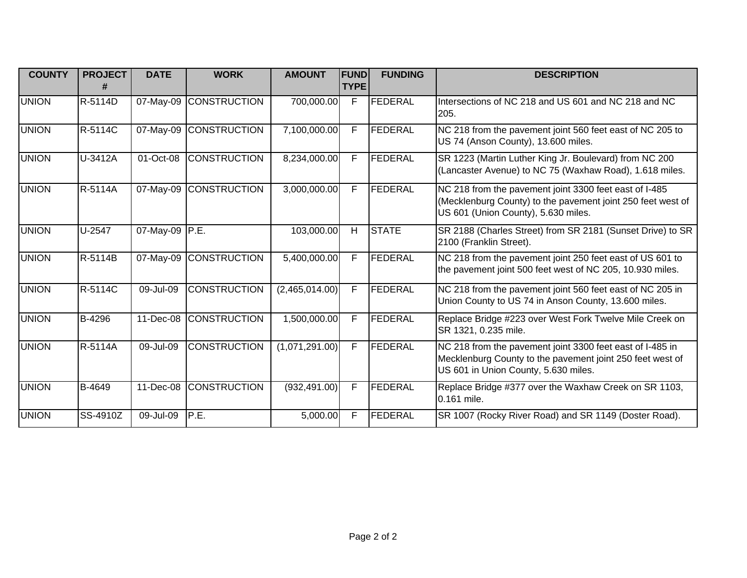| COUNTY | PROJECT # | DATE | WORK | AMOUNT | FUND TYPE | FUNDING | DESCRIPTION |
|---|---|---|---|---|---|---|---|
| UNION | R-5114D | 07-May-09 | CONSTRUCTION | 700,000.00 | F | FEDERAL | Intersections of NC 218 and US 601 and NC 218 and NC 205. |
| UNION | R-5114C | 07-May-09 | CONSTRUCTION | 7,100,000.00 | F | FEDERAL | NC 218 from the pavement joint 560 feet east of NC 205 to US 74 (Anson County), 13.600 miles. |
| UNION | U-3412A | 01-Oct-08 | CONSTRUCTION | 8,234,000.00 | F | FEDERAL | SR 1223 (Martin Luther King Jr. Boulevard) from NC 200 (Lancaster Avenue) to NC 75 (Waxhaw Road), 1.618 miles. |
| UNION | R-5114A | 07-May-09 | CONSTRUCTION | 3,000,000.00 | F | FEDERAL | NC 218 from the pavement joint 3300 feet east of I-485 (Mecklenburg County) to the pavement joint 250 feet west of US 601 (Union County), 5.630 miles. |
| UNION | U-2547 | 07-May-09 | P.E. | 103,000.00 | H | STATE | SR 2188 (Charles Street) from SR 2181 (Sunset Drive) to SR 2100 (Franklin Street). |
| UNION | R-5114B | 07-May-09 | CONSTRUCTION | 5,400,000.00 | F | FEDERAL | NC 218 from the pavement joint 250 feet east of US 601 to the pavement joint 500 feet west of NC 205, 10.930 miles. |
| UNION | R-5114C | 09-Jul-09 | CONSTRUCTION | (2,465,014.00) | F | FEDERAL | NC 218 from the pavement joint 560 feet east of NC 205 in Union County to US 74 in Anson County, 13.600 miles. |
| UNION | B-4296 | 11-Dec-08 | CONSTRUCTION | 1,500,000.00 | F | FEDERAL | Replace Bridge #223 over West Fork Twelve Mile Creek on SR 1321, 0.235 mile. |
| UNION | R-5114A | 09-Jul-09 | CONSTRUCTION | (1,071,291.00) | F | FEDERAL | NC 218 from the pavement joint 3300 feet east of I-485 in Mecklenburg County to the pavement joint 250 feet west of US 601 in Union County, 5.630 miles. |
| UNION | B-4649 | 11-Dec-08 | CONSTRUCTION | (932,491.00) | F | FEDERAL | Replace Bridge #377 over the Waxhaw Creek on SR 1103, 0.161 mile. |
| UNION | SS-4910Z | 09-Jul-09 | P.E. | 5,000.00 | F | FEDERAL | SR 1007 (Rocky River Road) and SR 1149 (Doster Road). |